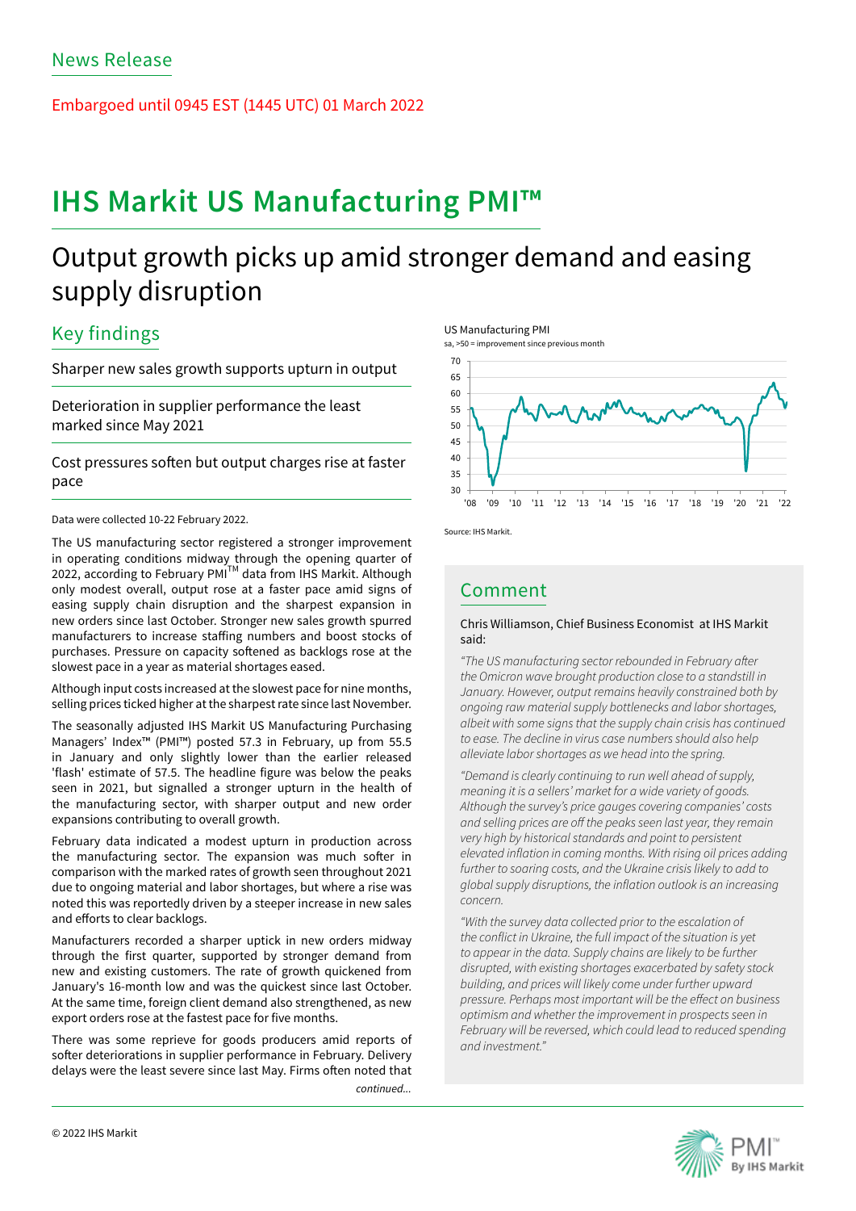News Release

Embargoed until 0945 EST (1445 UTC) 01 March 2022

# IHS Markit US Manufacturing PMI™

## Output growth picks up amid stronger demand and easing supply disruption

### Key findings

Sharper new sales growth supports upturn in output

Deterioration in supplier performance the least marked since May 2021

Cost pressures soften but output charges rise at faster pace

Data were collected 10-22 February 2022.

The US manufacturing sector registered a stronger improvement in operating conditions midway through the opening quarter of 2022, according to February PMI™ data from IHS Markit. Although only modest overall, output rose at a faster pace amid signs of easing supply chain disruption and the sharpest expansion in new orders since last October. Stronger new sales growth spurred manufacturers to increase staffing numbers and boost stocks of purchases. Pressure on capacity softened as backlogs rose at the slowest pace in a year as material shortages eased.

Although input costs increased at the slowest pace for nine months, selling prices ticked higher at the sharpest rate since last November.

The seasonally adjusted IHS Markit US Manufacturing Purchasing Managers' Index™ (PMI™) posted 57.3 in February, up from 55.5 in January and only slightly lower than the earlier released 'flash' estimate of 57.5. The headline figure was below the peaks seen in 2021, but signalled a stronger upturn in the health of the manufacturing sector, with sharper output and new order expansions contributing to overall growth.

February data indicated a modest upturn in production across the manufacturing sector. The expansion was much softer in comparison with the marked rates of growth seen throughout 2021 due to ongoing material and labor shortages, but where a rise was noted this was reportedly driven by a steeper increase in new sales and efforts to clear backlogs.

Manufacturers recorded a sharper uptick in new orders midway through the first quarter, supported by stronger demand from new and existing customers. The rate of growth quickened from January's 16-month low and was the quickest since last October. At the same time, foreign client demand also strengthened, as new export orders rose at the fastest pace for five months.

There was some reprieve for goods producers amid reports of softer deteriorations in supplier performance in February. Delivery delays were the least severe since last May. Firms often noted that

*continued...*

US Manufacturing PMI

sa, >50 = improvement since previous month

Source: IHS Markit.

### Comment

Chris Williamson, Chief Business Economist at IHS Markit said:

*"The US manufacturing sector rebounded in February after the Omicron wave brought production close to a standstill in January. However, output remains heavily constrained both by ongoing raw material supply bottlenecks and labor shortages, albeit with some signs that the supply chain crisis has continued to ease. The decline in virus case numbers should also help alleviate labor shortages as we head into the spring.*

*"Demand is clearly continuing to run well ahead of supply, meaning it is a sellers' market for a wide variety of goods. Although the survey's price gauges covering companies' costs and selling prices are off the peaks seen last year, they remain very high by historical standards and point to persistent elevated inflation in coming months. With rising oil prices adding further to soaring costs, and the Ukraine crisis likely to add to global supply disruptions, the inflation outlook is an increasing concern.*

*"With the survey data collected prior to the escalation of the conflict in Ukraine, the full impact of the situation is yet to appear in the data. Supply chains are likely to be further disrupted, with existing shortages exacerbated by safety stock building, and prices will likely come under further upward pressure. Perhaps most important will be the effect on business optimism and whether the improvement in prospects seen in February will be reversed, which could lead to reduced spending and investment."*

© 2022 IHS Markit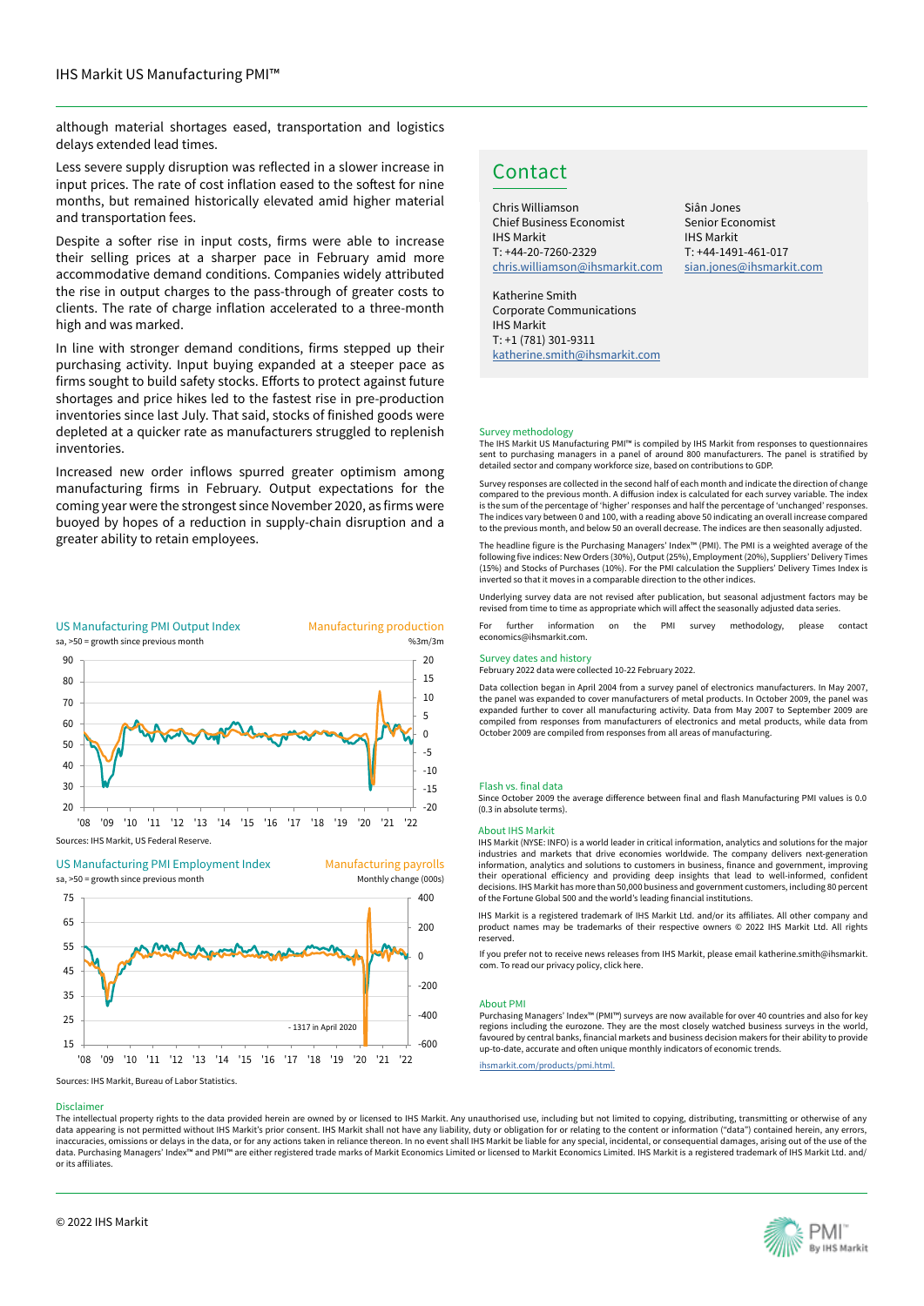although material shortages eased, transportation and logistics delays extended lead times.

Less severe supply disruption was reflected in a slower increase in input prices. The rate of cost inflation eased to the softest for nine months, but remained historically elevated amid higher material and transportation fees.

Despite a softer rise in input costs, firms were able to increase their selling prices at a sharper pace in February amid more accommodative demand conditions. Companies widely attributed the rise in output charges to the pass-through of greater costs to clients. The rate of charge inflation accelerated to a three-month high and was marked.

In line with stronger demand conditions, firms stepped up their purchasing activity. Input buying expanded at a steeper pace as firms sought to build safety stocks. Efforts to protect against future shortages and price hikes led to the fastest rise in pre-production inventories since last July. That said, stocks of finished goods were depleted at a quicker rate as manufacturers struggled to replenish inventories.

Increased new order inflows spurred greater optimism among manufacturing firms in February. Output expectations for the coming year were the strongest since November 2020, as firms were buoyed by hopes of a reduction in supply-chain disruption and a greater ability to retain employees.

US Manufacturing PMI Output Index
sa, >50 = growth since previous month
Manufacturing production
%3m/3m
90 80 70 60 50 40 30 20
20 15 10 5 0 -5 -10 -15 -20
'08 '09 '10 '11 '12 '13 '14 '15 '16 '17 '18 '19 '20 '21 '22

Sources: IHS Markit, US Federal Reserve.

US Manufacturing PMI Employment Index
sa, >50 = growth since previous month
Manufacturing payrolls
Monthly change (000s)
75 65 55 45 35 25 15
400 200 0 -200 -400 -600
- 1317 in April 2020
'08 '09 '10 '11 '12 '13 '14 '15 '16 '17 '18 '19 '20 '21 '22

Sources: IHS Markit, Bureau of Labor Statistics.

## Contact

Chris Williamson
Chief Business Economist
IHS Markit
T: +44-20-7260-2329
chris.williamson@ihsmarkit.com

Siân Jones
Senior Economist
IHS Markit
T: +44-1491-461-017
sian.jones@ihsmarkit.com

Katherine Smith
Corporate Communications
IHS Markit
T: +1 (781) 301-9311
katherine.smith@ihsmarkit.com

### Survey methodology

The IHS Markit US Manufacturing PMI™ is compiled by IHS Markit from responses to questionnaires sent to purchasing managers in a panel of around 800 manufacturers. The panel is stratified by detailed sector and company workforce size, based on contributions to GDP.

Survey responses are collected in the second half of each month and indicate the direction of change compared to the previous month. A diffusion index is calculated for each survey variable. The index is the sum of the percentage of 'higher' responses and half the percentage of 'unchanged' responses. The indices vary between 0 and 100, with a reading above 50 indicating an overall increase compared to the previous month, and below 50 an overall decrease. The indices are then seasonally adjusted.

The headline figure is the Purchasing Managers' Index™ (PMI). The PMI is a weighted average of the following five indices: New Orders (30%), Output (25%), Employment (20%), Suppliers' Delivery Times (15%) and Stocks of Purchases (10%). For the PMI calculation the Suppliers' Delivery Times Index is inverted so that it moves in a comparable direction to the other indices.

Underlying survey data are not revised after publication, but seasonal adjustment factors may be revised from time to time as appropriate which will affect the seasonally adjusted data series.

For further information on the PMI survey methodology, please contact economics@ihsmarkit.com.

### Survey dates and history

February 2022 data were collected 10-22 February 2022.

Data collection began in April 2004 from a survey panel of electronics manufacturers. In May 2007, the panel was expanded to cover manufacturers of metal products. In October 2009, the panel was expanded further to cover all manufacturing activity. Data from May 2007 to September 2009 are compiled from responses from manufacturers of electronics and metal products, while data from October 2009 are compiled from responses from all areas of manufacturing.

### Flash vs. final data

Since October 2009 the average difference between final and flash Manufacturing PMI values is 0.0 (0.3 in absolute terms).

### About IHS Markit

IHS Markit (NYSE: INFO) is a world leader in critical information, analytics and solutions for the major industries and markets that drive economies worldwide. The company delivers next-generation information, analytics and solutions to customers in business, finance and government, improving their operational efficiency and providing deep insights that lead to well-informed, confident decisions. IHS Markit has more than 50,000 business and government customers, including 80 percent of the Fortune Global 500 and the world's leading financial institutions.

IHS Markit is a registered trademark of IHS Markit Ltd. and/or its affiliates. All other company and product names may be trademarks of their respective owners © 2022 IHS Markit Ltd. All rights reserved.

If you prefer not to receive news releases from IHS Markit, please email katherine.smith@ihsmarkit.com. To read our privacy policy, click here.

### About PMI

Purchasing Managers' Index™ (PMI™) surveys are now available for over 40 countries and also for key regions including the eurozone. They are the most closely watched business surveys in the world, favoured by central banks, financial markets and business decision makers for their ability to provide up-to-date, accurate and often unique monthly indicators of economic trends.

ihsmarkit.com/products/pmi.html.

### Disclaimer

The intellectual property rights to the data provided herein are owned by or licensed to IHS Markit. Any unauthorised use, including but not limited to copying, distributing, transmitting or otherwise of any data appearing is not permitted without IHS Markit's prior consent. IHS Markit shall not have any liability, duty or obligation for or relating to the content or information ("data") contained herein, any errors, inaccuracies, omissions or delays in the data, or for any actions taken in reliance thereon. In no event shall IHS Markit be liable for any special, incidental, or consequential damages, arising out of the use of the data. Purchasing Managers' Index™ and PMI™ are either registered trade marks of Markit Economics Limited or licensed to Markit Economics Limited. IHS Markit is a registered trademark of IHS Markit Ltd. and/or its affiliates.

© 2022 IHS Markit